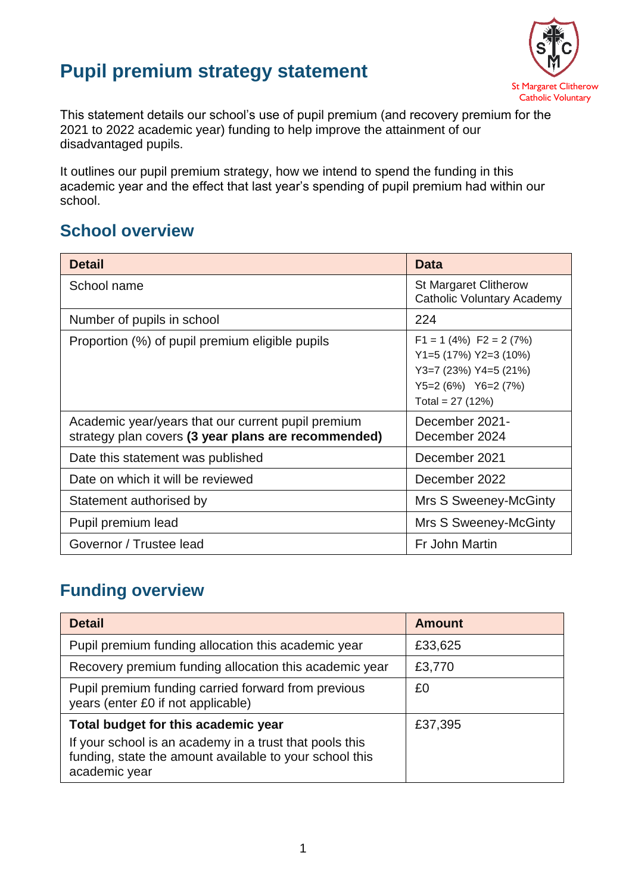# Pupil premium strategy statement

St Margaret Clitherow Catholic Voluntary

This statement details our school's use of pupil premium (and recovery premium for the 2021 to 2022 academic year) funding to help improve the attainment of our disadvantaged pupils.

It outlines our pupil premium strategy, how we intend to spend the funding in this academic year and the effect that last year's spending of pupil premium had within our school.

## School overview

| Detail | Data |
|---|---|
| School name | St Margaret Clitherow Catholic Voluntary Academy |
| Number of pupils in school | 224 |
| Proportion (%) of pupil premium eligible pupils | F1 = 1 (4%) F2 = 2 (7%)<br>Y1=5 (17%) Y2=3 (10%)<br>Y3=7 (23%) Y4=5 (21%)<br>Y5=2 (6%) Y6=2 (7%)<br>Total = 27 (12%) |
| Academic year/years that our current pupil premium strategy plan covers **(3 year plans are recommended)** | December 2021- December 2024 |
| Date this statement was published | December 2021 |
| Date on which it will be reviewed | December 2022 |
| Statement authorised by | Mrs S Sweeney-McGinty |
| Pupil premium lead | Mrs S Sweeney-McGinty |
| Governor / Trustee lead | Fr John Martin |

## Funding overview

| Detail | Amount |
|---|---|
| Pupil premium funding allocation this academic year | £33,625 |
| Recovery premium funding allocation this academic year | £3,770 |
| Pupil premium funding carried forward from previous years (enter £0 if not applicable) | £0 |
| **Total budget for this academic year**<br>If your school is an academy in a trust that pools this funding, state the amount available to your school this academic year | £37,395 |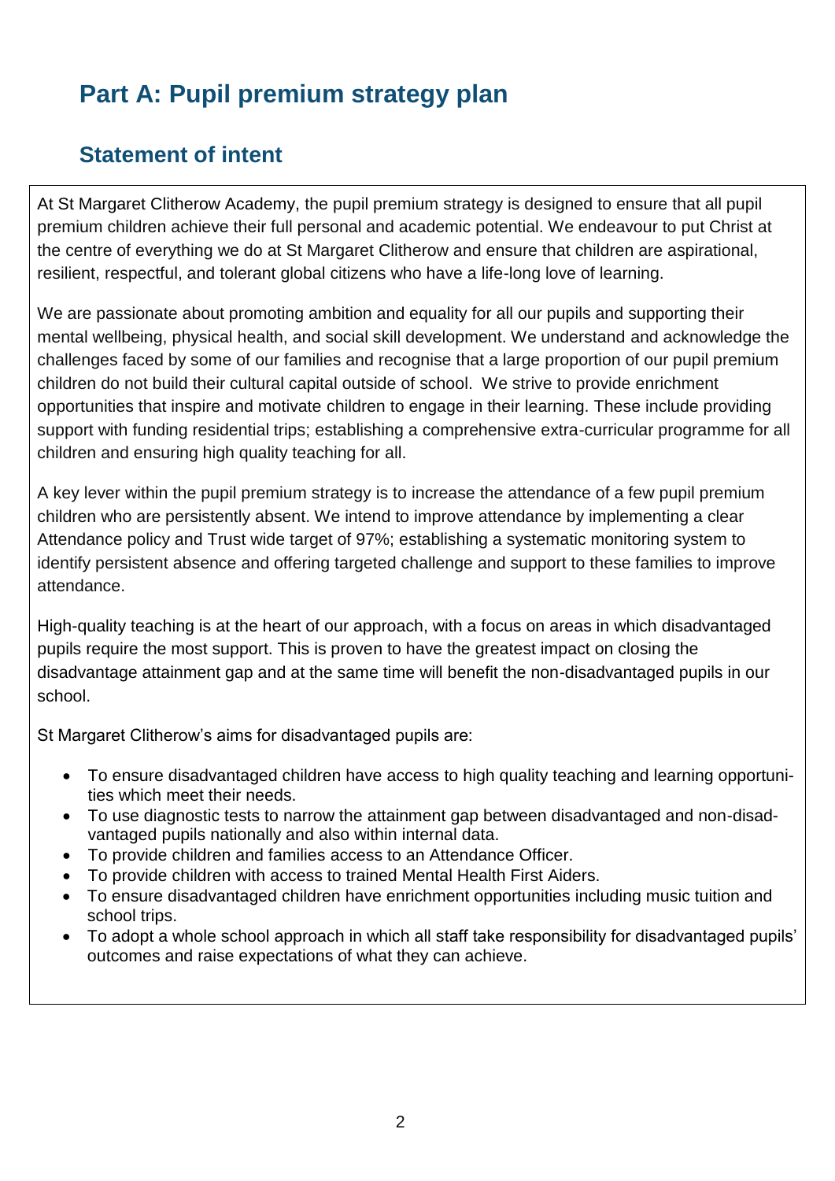# Part A: Pupil premium strategy plan

## Statement of intent

At St Margaret Clitherow Academy, the pupil premium strategy is designed to ensure that all pupil premium children achieve their full personal and academic potential. We endeavour to put Christ at the centre of everything we do at St Margaret Clitherow and ensure that children are aspirational, resilient, respectful, and tolerant global citizens who have a life-long love of learning.

We are passionate about promoting ambition and equality for all our pupils and supporting their mental wellbeing, physical health, and social skill development. We understand and acknowledge the challenges faced by some of our families and recognise that a large proportion of our pupil premium children do not build their cultural capital outside of school. We strive to provide enrichment opportunities that inspire and motivate children to engage in their learning. These include providing support with funding residential trips; establishing a comprehensive extra-curricular programme for all children and ensuring high quality teaching for all.

A key lever within the pupil premium strategy is to increase the attendance of a few pupil premium children who are persistently absent. We intend to improve attendance by implementing a clear Attendance policy and Trust wide target of 97%; establishing a systematic monitoring system to identify persistent absence and offering targeted challenge and support to these families to improve attendance.

High-quality teaching is at the heart of our approach, with a focus on areas in which disadvantaged pupils require the most support. This is proven to have the greatest impact on closing the disadvantage attainment gap and at the same time will benefit the non-disadvantaged pupils in our school.

St Margaret Clitherow's aims for disadvantaged pupils are:

- To ensure disadvantaged children have access to high quality teaching and learning opportunities which meet their needs.
- To use diagnostic tests to narrow the attainment gap between disadvantaged and non-disadvantaged pupils nationally and also within internal data.
- To provide children and families access to an Attendance Officer.
- To provide children with access to trained Mental Health First Aiders.
- To ensure disadvantaged children have enrichment opportunities including music tuition and school trips.
- To adopt a whole school approach in which all staff take responsibility for disadvantaged pupils' outcomes and raise expectations of what they can achieve.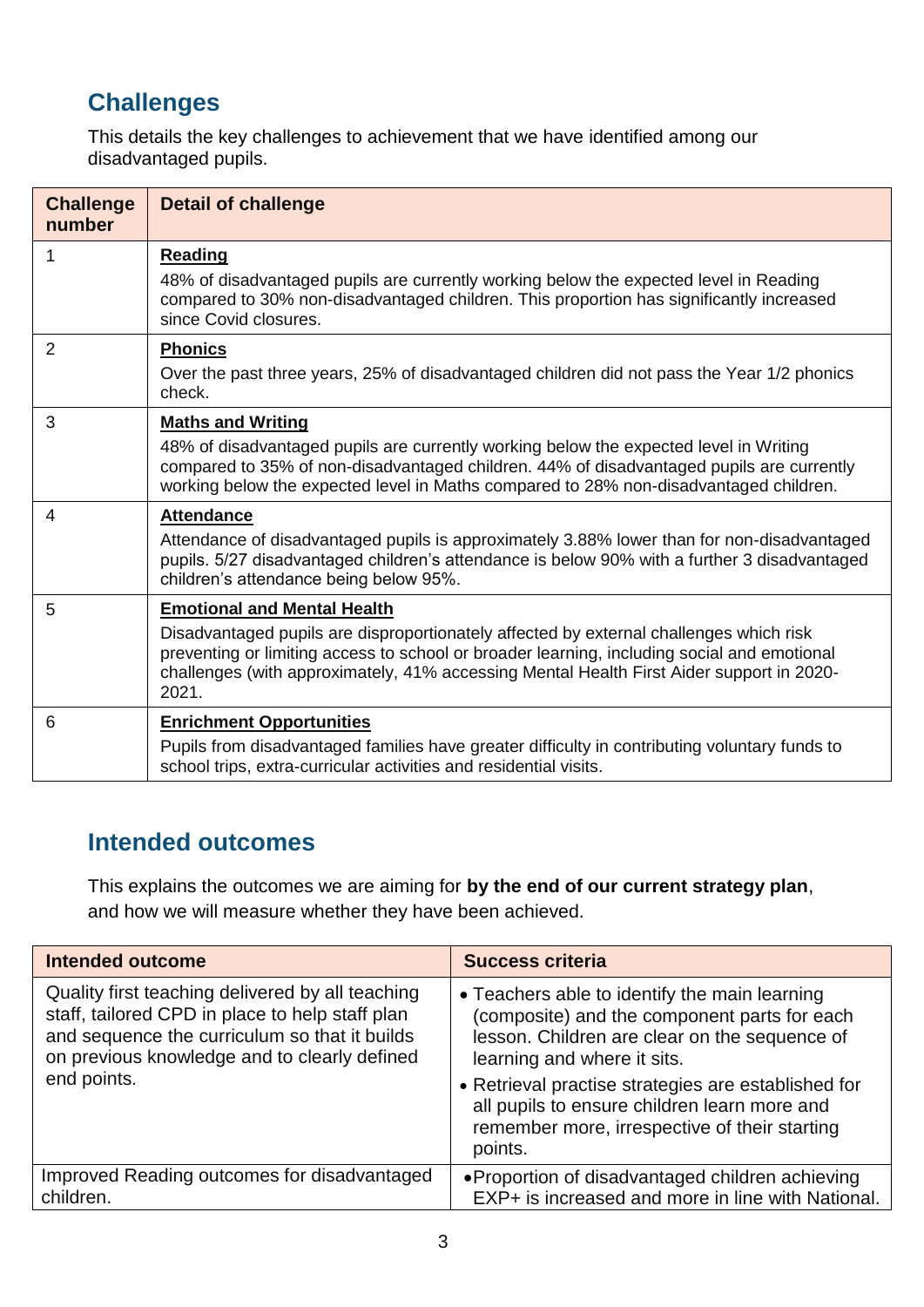## Challenges

This details the key challenges to achievement that we have identified among our disadvantaged pupils.

| Challenge number | Detail of challenge |
|---|---|
| 1 | **Reading**<br>48% of disadvantaged pupils are currently working below the expected level in Reading compared to 30% non-disadvantaged children. This proportion has significantly increased since Covid closures. |
| 2 | **Phonics**<br>Over the past three years, 25% of disadvantaged children did not pass the Year 1/2 phonics check. |
| 3 | **Maths and Writing**<br>48% of disadvantaged pupils are currently working below the expected level in Writing compared to 35% of non-disadvantaged children. 44% of disadvantaged pupils are currently working below the expected level in Maths compared to 28% non-disadvantaged children. |
| 4 | **Attendance**<br>Attendance of disadvantaged pupils is approximately 3.88% lower than for non-disadvantaged pupils. 5/27 disadvantaged children's attendance is below 90% with a further 3 disadvantaged children's attendance being below 95%. |
| 5 | **Emotional and Mental Health**<br>Disadvantaged pupils are disproportionately affected by external challenges which risk preventing or limiting access to school or broader learning, including social and emotional challenges (with approximately, 41% accessing Mental Health First Aider support in 2020-2021. |
| 6 | **Enrichment Opportunities**<br>Pupils from disadvantaged families have greater difficulty in contributing voluntary funds to school trips, extra-curricular activities and residential visits. |

## Intended outcomes

This explains the outcomes we are aiming for **by the end of our current strategy plan**, and how we will measure whether they have been achieved.

| Intended outcome | Success criteria |
|---|---|
| Quality first teaching delivered by all teaching staff, tailored CPD in place to help staff plan and sequence the curriculum so that it builds on previous knowledge and to clearly defined end points. | • Teachers able to identify the main learning (composite) and the component parts for each lesson. Children are clear on the sequence of learning and where it sits.<br>• Retrieval practise strategies are established for all pupils to ensure children learn more and remember more, irrespective of their starting points. |
| Improved Reading outcomes for disadvantaged children. | • Proportion of disadvantaged children achieving EXP+ is increased and more in line with National. |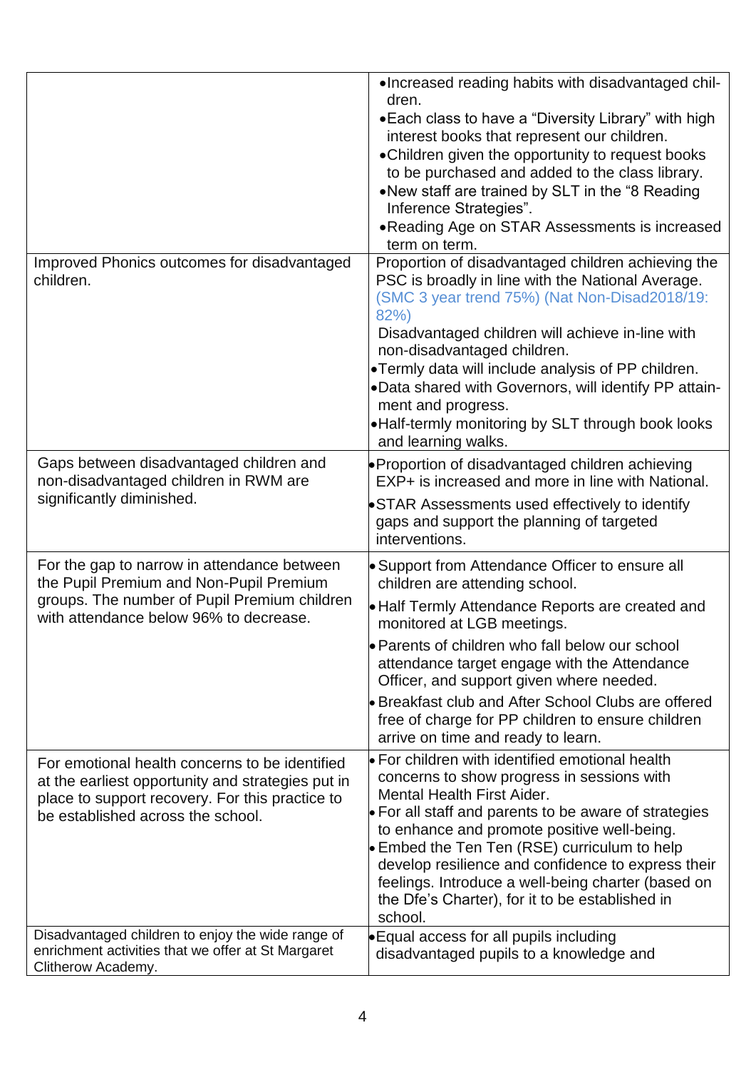| | |
|---|---|
| | • Increased reading habits with disadvantaged children.<br>• Each class to have a "Diversity Library" with high interest books that represent our children.<br>• Children given the opportunity to request books to be purchased and added to the class library.<br>• New staff are trained by SLT in the "8 Reading Inference Strategies".<br>• Reading Age on STAR Assessments is increased term on term. |
| Improved Phonics outcomes for disadvantaged children. | Proportion of disadvantaged children achieving the PSC is broadly in line with the National Average. (SMC 3 year trend 75%) (Nat Non-Disad2018/19: 82%)<br>Disadvantaged children will achieve in-line with non-disadvantaged children.<br>• Termly data will include analysis of PP children.<br>• Data shared with Governors, will identify PP attainment and progress.<br>• Half-termly monitoring by SLT through book looks and learning walks. |
| Gaps between disadvantaged children and non-disadvantaged children in RWM are significantly diminished. | • Proportion of disadvantaged children achieving EXP+ is increased and more in line with National.<br>• STAR Assessments used effectively to identify gaps and support the planning of targeted interventions. |
| For the gap to narrow in attendance between the Pupil Premium and Non-Pupil Premium groups. The number of Pupil Premium children with attendance below 96% to decrease. | • Support from Attendance Officer to ensure all children are attending school.<br>• Half Termly Attendance Reports are created and monitored at LGB meetings.<br>• Parents of children who fall below our school attendance target engage with the Attendance Officer, and support given where needed.<br>• Breakfast club and After School Clubs are offered free of charge for PP children to ensure children arrive on time and ready to learn. |
| For emotional health concerns to be identified at the earliest opportunity and strategies put in place to support recovery. For this practice to be established across the school. | • For children with identified emotional health concerns to show progress in sessions with Mental Health First Aider.<br>• For all staff and parents to be aware of strategies to enhance and promote positive well-being.<br>• Embed the Ten Ten (RSE) curriculum to help develop resilience and confidence to express their feelings. Introduce a well-being charter (based on the Dfe's Charter), for it to be established in school. |
| Disadvantaged children to enjoy the wide range of enrichment activities that we offer at St Margaret Clitherow Academy. | • Equal access for all pupils including disadvantaged pupils to a knowledge and |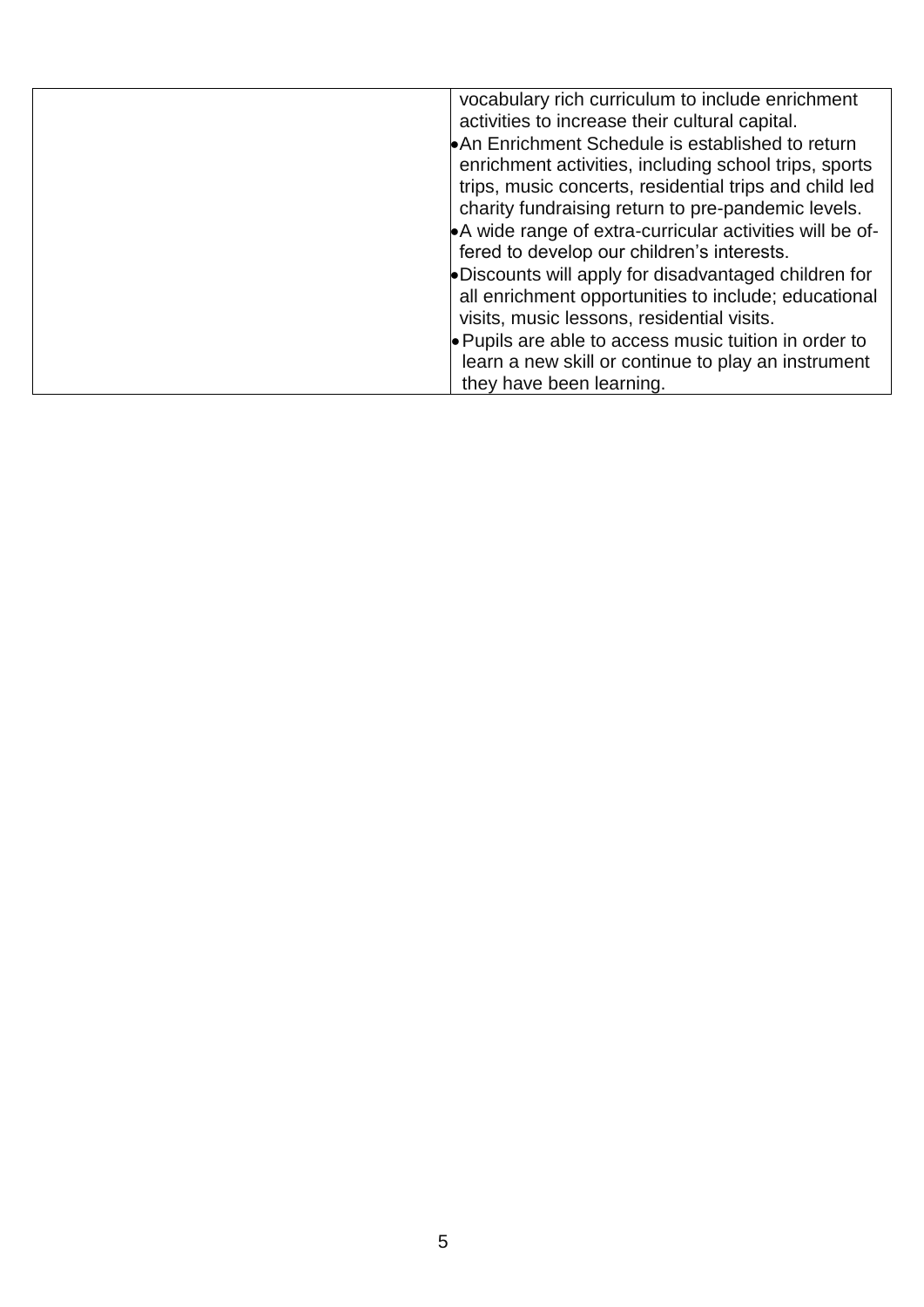| | |
|---|---|
| | vocabulary rich curriculum to include enrichment activities to increase their cultural capital.<br>• An Enrichment Schedule is established to return enrichment activities, including school trips, sports trips, music concerts, residential trips and child led charity fundraising return to pre-pandemic levels.<br>• A wide range of extra-curricular activities will be offered to develop our children's interests.<br>• Discounts will apply for disadvantaged children for all enrichment opportunities to include; educational visits, music lessons, residential visits.<br>• Pupils are able to access music tuition in order to learn a new skill or continue to play an instrument they have been learning. |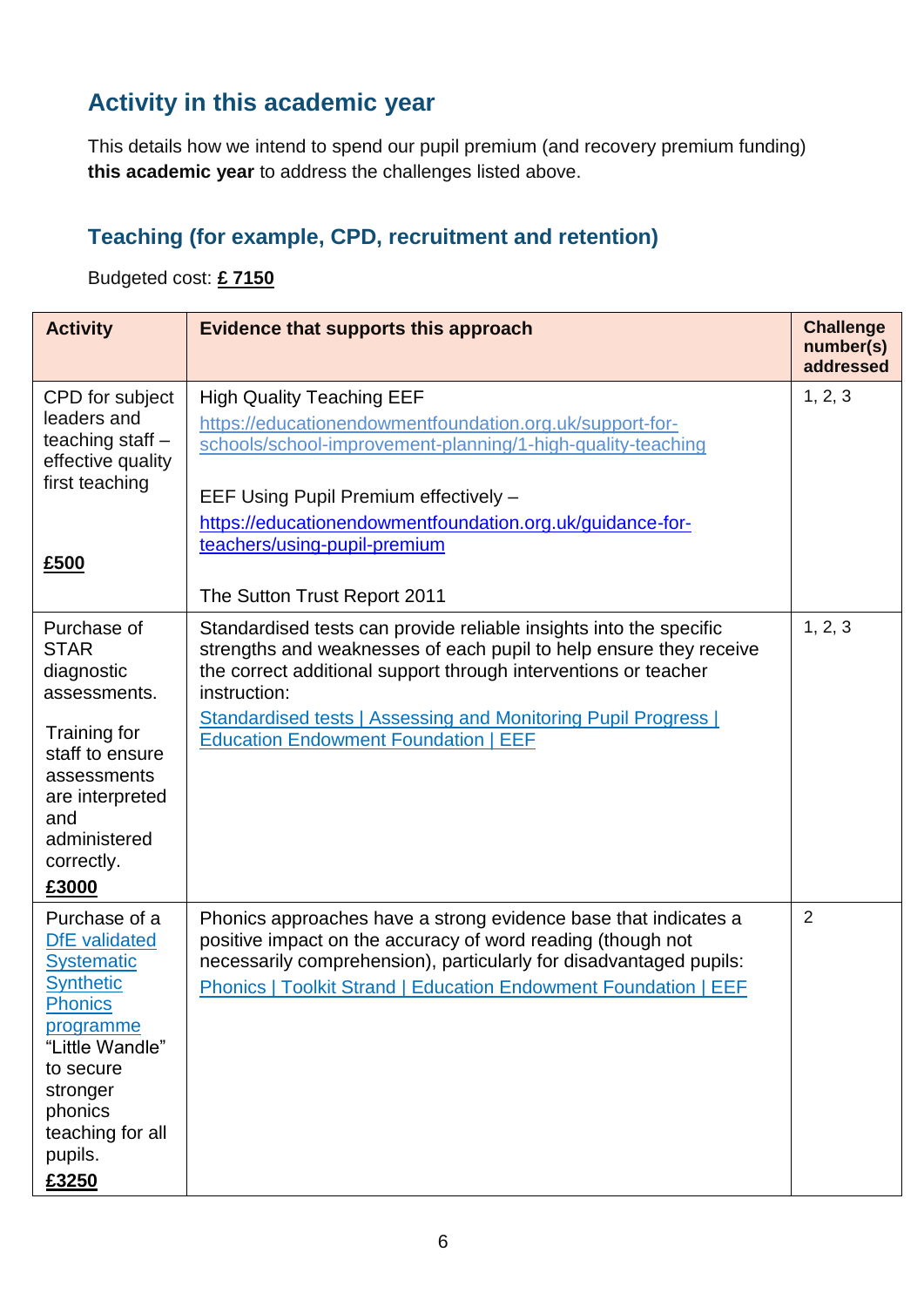## Activity in this academic year

This details how we intend to spend our pupil premium (and recovery premium funding) **this academic year** to address the challenges listed above.

### Teaching (for example, CPD, recruitment and retention)

Budgeted cost: **£ 7150**

| Activity | Evidence that supports this approach | Challenge number(s) addressed |
|---|---|---|
| CPD for subject leaders and teaching staff – effective quality first teaching<br><br>**£500** | High Quality Teaching EEF<br>https://educationendowmentfoundation.org.uk/support-for-schools/school-improvement-planning/1-high-quality-teaching<br><br>EEF Using Pupil Premium effectively –<br>https://educationendowmentfoundation.org.uk/guidance-for-teachers/using-pupil-premium<br><br>The Sutton Trust Report 2011 | 1, 2, 3 |
| Purchase of STAR diagnostic assessments.<br><br>Training for staff to ensure assessments are interpreted and administered correctly.<br>**£3000** | Standardised tests can provide reliable insights into the specific strengths and weaknesses of each pupil to help ensure they receive the correct additional support through interventions or teacher instruction:<br>Standardised tests \| Assessing and Monitoring Pupil Progress \| Education Endowment Foundation \| EEF | 1, 2, 3 |
| Purchase of a DfE validated Systematic Synthetic Phonics programme "Little Wandle" to secure stronger phonics teaching for all pupils.<br>**£3250** | Phonics approaches have a strong evidence base that indicates a positive impact on the accuracy of word reading (though not necessarily comprehension), particularly for disadvantaged pupils:<br>Phonics \| Toolkit Strand \| Education Endowment Foundation \| EEF | 2 |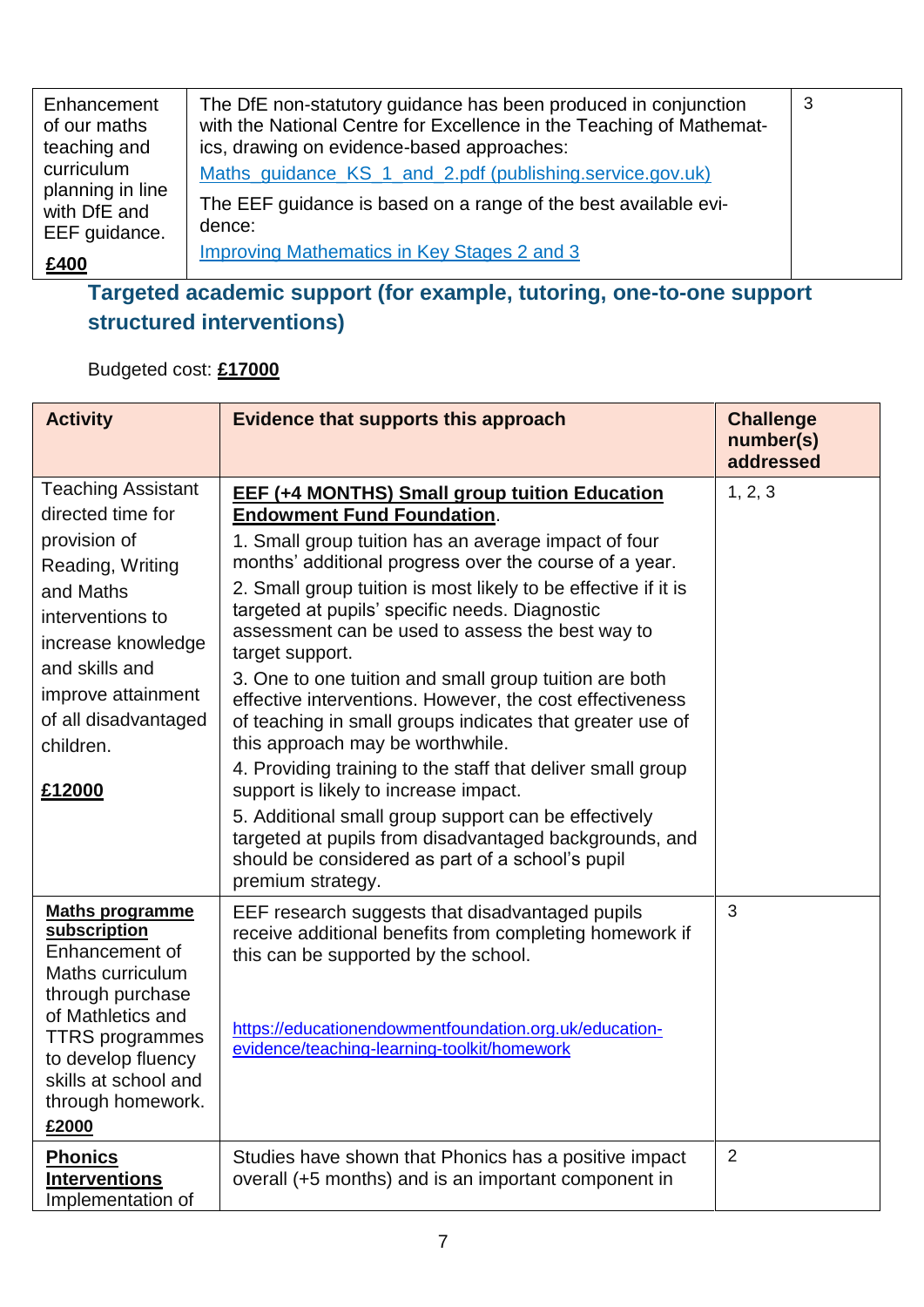| | | |
|---|---|---|
| Enhancement of our maths teaching and curriculum planning in line with DfE and EEF guidance.<br><br>**£400** | The DfE non-statutory guidance has been produced in conjunction with the National Centre for Excellence in the Teaching of Mathematics, drawing on evidence-based approaches:<br>[Maths_guidance_KS_1_and_2.pdf (publishing.service.gov.uk)]()<br>The EEF guidance is based on a range of the best available evidence:<br>[Improving Mathematics in Key Stages 2 and 3]() | 3 |

## Targeted academic support (for example, tutoring, one-to-one support structured interventions)

Budgeted cost: **£17000**

| Activity | Evidence that supports this approach | Challenge number(s) addressed |
|---|---|---|
| Teaching Assistant directed time for provision of Reading, Writing and Maths interventions to increase knowledge and skills and improve attainment of all disadvantaged children.<br><br>**£12000** | **EEF (+4 MONTHS) Small group tuition Education Endowment Fund Foundation**.<br>1. Small group tuition has an average impact of four months' additional progress over the course of a year.<br>2. Small group tuition is most likely to be effective if it is targeted at pupils' specific needs. Diagnostic assessment can be used to assess the best way to target support.<br>3. One to one tuition and small group tuition are both effective interventions. However, the cost effectiveness of teaching in small groups indicates that greater use of this approach may be worthwhile.<br>4. Providing training to the staff that deliver small group support is likely to increase impact.<br>5. Additional small group support can be effectively targeted at pupils from disadvantaged backgrounds, and should be considered as part of a school's pupil premium strategy. | 1, 2, 3 |
| **Maths programme subscription**<br>Enhancement of Maths curriculum through purchase of Mathletics and TTRS programmes to develop fluency skills at school and through homework.<br>**£2000** | EEF research suggests that disadvantaged pupils receive additional benefits from completing homework if this can be supported by the school.<br><br>https://educationendowmentfoundation.org.uk/education-evidence/teaching-learning-toolkit/homework | 3 |
| **Phonics Interventions**<br>Implementation of | Studies have shown that Phonics has a positive impact overall (+5 months) and is an important component in | 2 |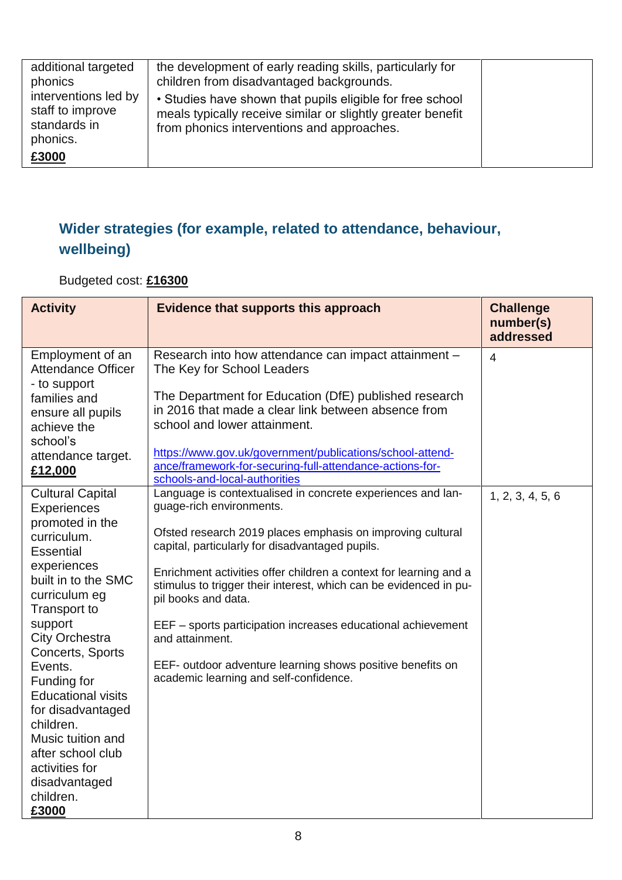| | | |
|---|---|---|
| additional targeted phonics interventions led by staff to improve standards in phonics.<br>**£3000** | the development of early reading skills, particularly for children from disadvantaged backgrounds.<br>• Studies have shown that pupils eligible for free school meals typically receive similar or slightly greater benefit from phonics interventions and approaches. | |

## Wider strategies (for example, related to attendance, behaviour, wellbeing)

Budgeted cost: **£16300**

| Activity | Evidence that supports this approach | Challenge number(s) addressed |
|---|---|---|
| Employment of an Attendance Officer - to support families and ensure all pupils achieve the school's attendance target.<br>**£12,000** | Research into how attendance can impact attainment – The Key for School Leaders<br><br>The Department for Education (DfE) published research in 2016 that made a clear link between absence from school and lower attainment.<br><br>https://www.gov.uk/government/publications/school-attendance/framework-for-securing-full-attendance-actions-for-schools-and-local-authorities | 4 |
| Cultural Capital Experiences promoted in the curriculum. Essential experiences built in to the SMC curriculum eg Transport to support City Orchestra Concerts, Sports Events.<br>Funding for Educational visits for disadvantaged children.<br>Music tuition and after school club activities for disadvantaged children.<br>**£3000** | Language is contextualised in concrete experiences and language-rich environments.<br><br>Ofsted research 2019 places emphasis on improving cultural capital, particularly for disadvantaged pupils.<br><br>Enrichment activities offer children a context for learning and a stimulus to trigger their interest, which can be evidenced in pupil books and data.<br><br>EEF – sports participation increases educational achievement and attainment.<br><br>EEF- outdoor adventure learning shows positive benefits on academic learning and self-confidence. | 1, 2, 3, 4, 5, 6 |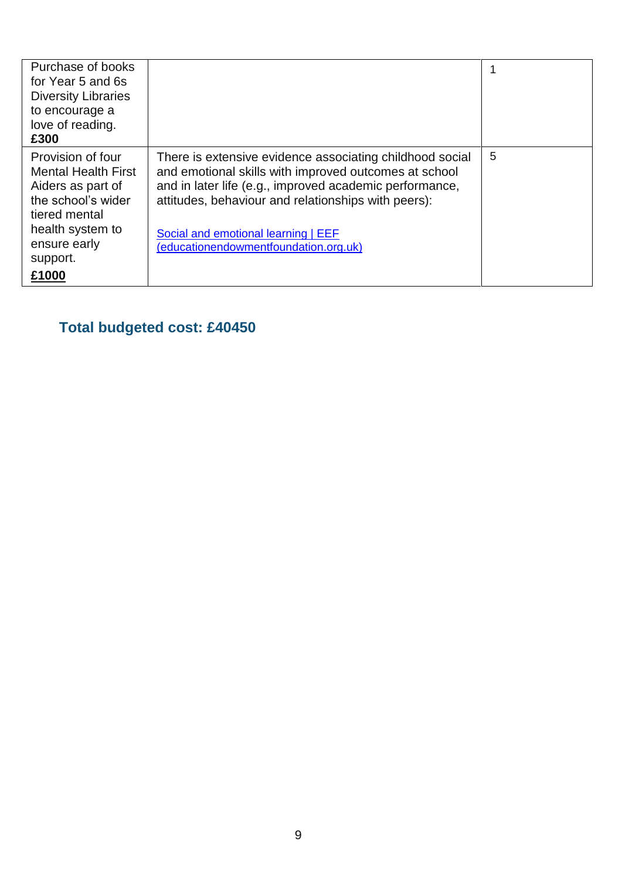| | | |
|---|---|---|
| Purchase of books for Year 5 and 6s Diversity Libraries to encourage a love of reading. **£300** | | 1 |
| Provision of four Mental Health First Aiders as part of the school's wider tiered mental health system to ensure early support. **£1000** | There is extensive evidence associating childhood social and emotional skills with improved outcomes at school and in later life (e.g., improved academic performance, attitudes, behaviour and relationships with peers):<br><br>[Social and emotional learning \| EEF (educationendowmentfoundation.org.uk)](https://educationendowmentfoundation.org.uk) | 5 |

## Total budgeted cost: £40450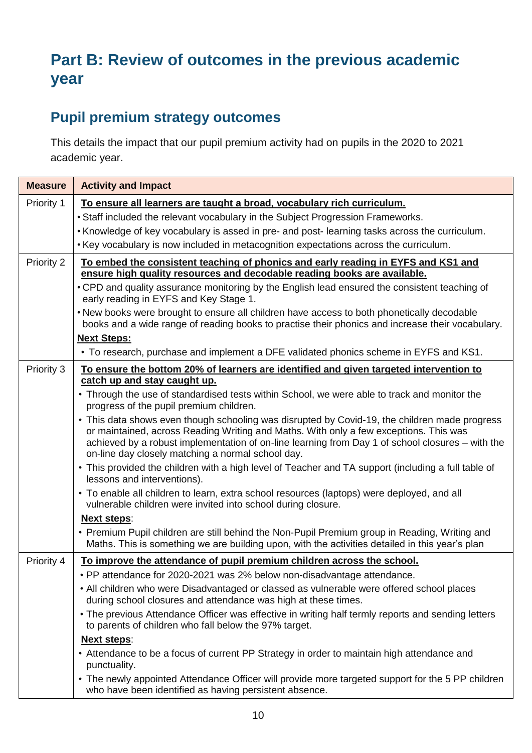# Part B: Review of outcomes in the previous academic year

## Pupil premium strategy outcomes

This details the impact that our pupil premium activity had on pupils in the 2020 to 2021 academic year.

| Measure | Activity and Impact |
|---|---|
| Priority 1 | **<u>To ensure all learners are taught a broad, vocabulary rich curriculum.</u>**<br>• Staff included the relevant vocabulary in the Subject Progression Frameworks.<br>• Knowledge of key vocabulary is assed in pre- and post- learning tasks across the curriculum.<br>• Key vocabulary is now included in metacognition expectations across the curriculum. |
| Priority 2 | **<u>To embed the consistent teaching of phonics and early reading in EYFS and KS1 and ensure high quality resources and decodable reading books are available.</u>**<br>• CPD and quality assurance monitoring by the English lead ensured the consistent teaching of early reading in EYFS and Key Stage 1.<br>• New books were brought to ensure all children have access to both phonetically decodable books and a wide range of reading books to practise their phonics and increase their vocabulary.<br>**<u>Next Steps:</u>**<br>• To research, purchase and implement a DFE validated phonics scheme in EYFS and KS1. |
| Priority 3 | **<u>To ensure the bottom 20% of learners are identified and given targeted intervention to catch up and stay caught up.</u>**<br>• Through the use of standardised tests within School, we were able to track and monitor the progress of the pupil premium children.<br>• This data shows even though schooling was disrupted by Covid-19, the children made progress or maintained, across Reading Writing and Maths. With only a few exceptions. This was achieved by a robust implementation of on-line learning from Day 1 of school closures – with the on-line day closely matching a normal school day.<br>• This provided the children with a high level of Teacher and TA support (including a full table of lessons and interventions).<br>• To enable all children to learn, extra school resources (laptops) were deployed, and all vulnerable children were invited into school during closure.<br>**<u>Next steps</u>**:<br>• Premium Pupil children are still behind the Non-Pupil Premium group in Reading, Writing and Maths. This is something we are building upon, with the activities detailed in this year's plan |
| Priority 4 | **<u>To improve the attendance of pupil premium children across the school.</u>**<br>• PP attendance for 2020-2021 was 2% below non-disadvantage attendance.<br>• All children who were Disadvantaged or classed as vulnerable were offered school places during school closures and attendance was high at these times.<br>• The previous Attendance Officer was effective in writing half termly reports and sending letters to parents of children who fall below the 97% target.<br>**<u>Next steps</u>**:<br>• Attendance to be a focus of current PP Strategy in order to maintain high attendance and punctuality.<br>• The newly appointed Attendance Officer will provide more targeted support for the 5 PP children who have been identified as having persistent absence. |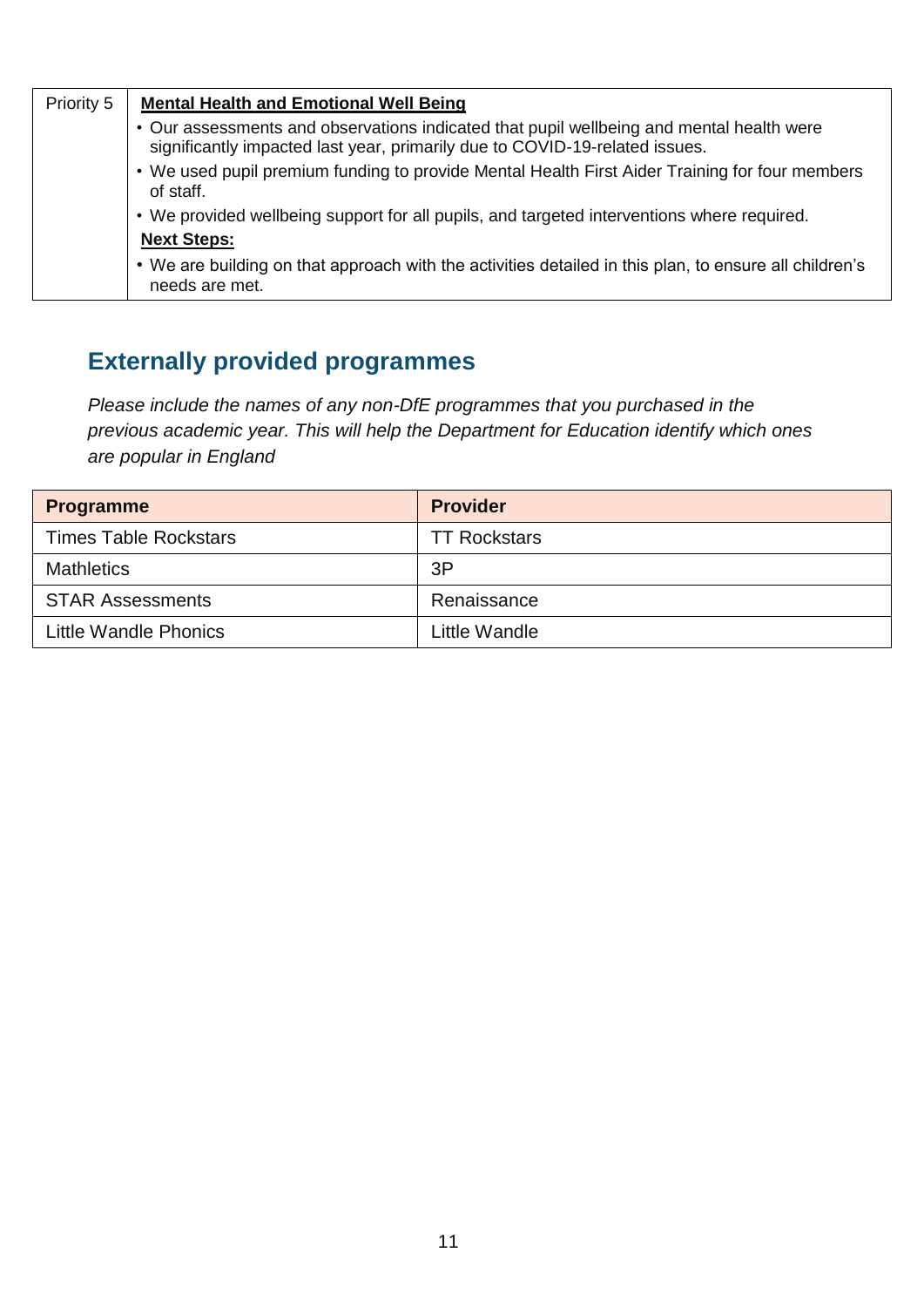| | |
|---|---|
| Priority 5 | **<u>Mental Health and Emotional Well Being</u>**<br>• Our assessments and observations indicated that pupil wellbeing and mental health were significantly impacted last year, primarily due to COVID-19-related issues.<br>• We used pupil premium funding to provide Mental Health First Aider Training for four members of staff.<br>• We provided wellbeing support for all pupils, and targeted interventions where required.<br>**<u>Next Steps:</u>**<br>• We are building on that approach with the activities detailed in this plan, to ensure all children's needs are met. |

## Externally provided programmes

*Please include the names of any non-DfE programmes that you purchased in the previous academic year. This will help the Department for Education identify which ones are popular in England*

| Programme | Provider |
|---|---|
| Times Table Rockstars | TT Rockstars |
| Mathletics | 3P |
| STAR Assessments | Renaissance |
| Little Wandle Phonics | Little Wandle |